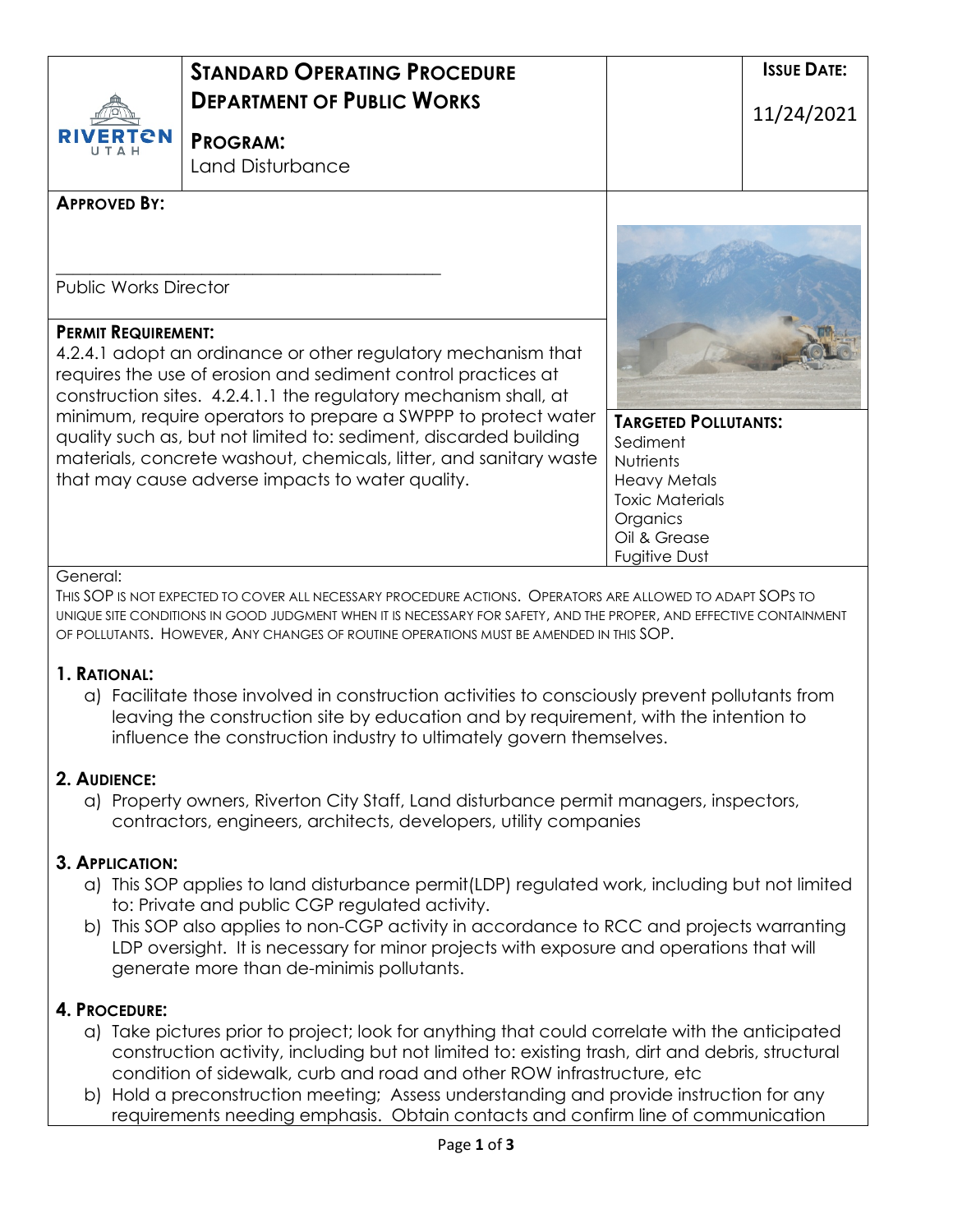| RIVERTON UTAH | **STANDARD OPERATING PROCEDURE**<br>**DEPARTMENT OF PUBLIC WORKS**<br><br>**PROGRAM:**<br>Land Disturbance | | **ISSUE DATE:**<br><br>11/24/2021 |
|---|---|---|---|

**APPROVED BY:**

\_\_\_\_\_\_\_\_\_\_\_\_\_\_\_\_\_\_\_\_\_\_\_\_\_\_\_\_\_\_\_\_\_\_\_\_\_\_\_\_\_\_

Public Works Director

**PERMIT REQUIREMENT:**

4.2.4.1 adopt an ordinance or other regulatory mechanism that requires the use of erosion and sediment control practices at construction sites. 4.2.4.1.1 the regulatory mechanism shall, at minimum, require operators to prepare a SWPPP to protect water quality such as, but not limited to: sediment, discarded building materials, concrete washout, chemicals, litter, and sanitary waste that may cause adverse impacts to water quality.

**TARGETED POLLUTANTS:**

Sediment
Nutrients
Heavy Metals
Toxic Materials
Organics
Oil & Grease
Fugitive Dust

General:

THIS SOP IS NOT EXPECTED TO COVER ALL NECESSARY PROCEDURE ACTIONS. OPERATORS ARE ALLOWED TO ADAPT SOPS TO UNIQUE SITE CONDITIONS IN GOOD JUDGMENT WHEN IT IS NECESSARY FOR SAFETY, AND THE PROPER, AND EFFECTIVE CONTAINMENT OF POLLUTANTS. HOWEVER, ANY CHANGES OF ROUTINE OPERATIONS MUST BE AMENDED IN THIS SOP.

## 1. RATIONAL:

a) Facilitate those involved in construction activities to consciously prevent pollutants from leaving the construction site by education and by requirement, with the intention to influence the construction industry to ultimately govern themselves.

## 2. AUDIENCE:

a) Property owners, Riverton City Staff, Land disturbance permit managers, inspectors, contractors, engineers, architects, developers, utility companies

## 3. APPLICATION:

a) This SOP applies to land disturbance permit(LDP) regulated work, including but not limited to: Private and public CGP regulated activity.

b) This SOP also applies to non-CGP activity in accordance to RCC and projects warranting LDP oversight. It is necessary for minor projects with exposure and operations that will generate more than de-minimis pollutants.

## 4. PROCEDURE:

a) Take pictures prior to project; look for anything that could correlate with the anticipated construction activity, including but not limited to: existing trash, dirt and debris, structural condition of sidewalk, curb and road and other ROW infrastructure, etc

b) Hold a preconstruction meeting; Assess understanding and provide instruction for any requirements needing emphasis. Obtain contacts and confirm line of communication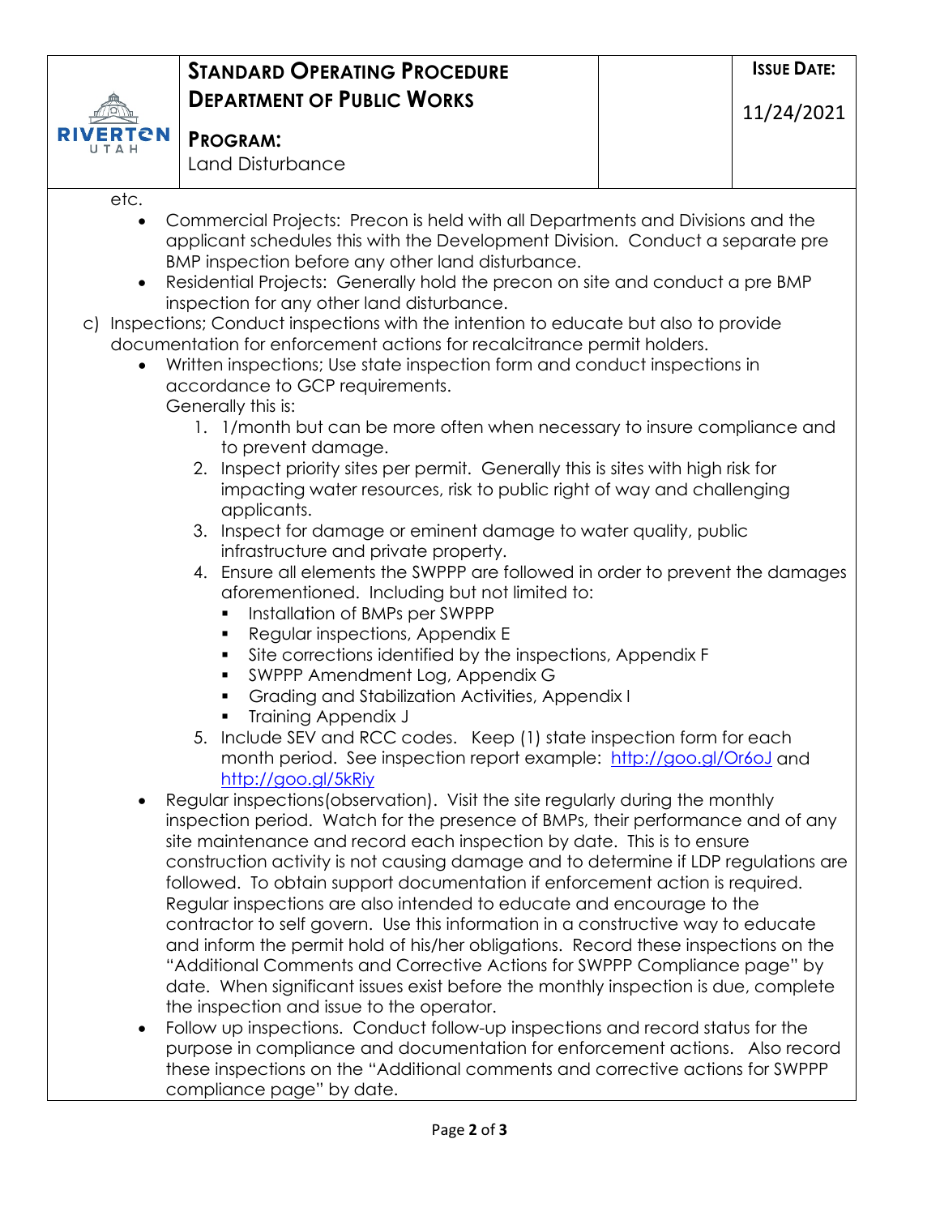etc.

- Commercial Projects: Precon is held with all Departments and Divisions and the applicant schedules this with the Development Division. Conduct a separate pre BMP inspection before any other land disturbance.
- Residential Projects: Generally hold the precon on site and conduct a pre BMP inspection for any other land disturbance.

c) Inspections; Conduct inspections with the intention to educate but also to provide documentation for enforcement actions for recalcitrance permit holders.

- Written inspections; Use state inspection form and conduct inspections in accordance to GCP requirements.
  Generally this is:
  1. 1/month but can be more often when necessary to insure compliance and to prevent damage.
  2. Inspect priority sites per permit. Generally this is sites with high risk for impacting water resources, risk to public right of way and challenging applicants.
  3. Inspect for damage or eminent damage to water quality, public infrastructure and private property.
  4. Ensure all elements the SWPPP are followed in order to prevent the damages aforementioned. Including but not limited to:
     - Installation of BMPs per SWPPP
     - Regular inspections, Appendix E
     - Site corrections identified by the inspections, Appendix F
     - SWPPP Amendment Log, Appendix G
     - Grading and Stabilization Activities, Appendix I
     - Training Appendix J
  5. Include SEV and RCC codes. Keep (1) state inspection form for each month period. See inspection report example: [http://goo.gl/Or6oJ](http://goo.gl/Or6oJ) and [http://goo.gl/5kRiy](http://goo.gl/5kRiy)
- Regular inspections(observation). Visit the site regularly during the monthly inspection period. Watch for the presence of BMPs, their performance and of any site maintenance and record each inspection by date. This is to ensure construction activity is not causing damage and to determine if LDP regulations are followed. To obtain support documentation if enforcement action is required. Regular inspections are also intended to educate and encourage to the contractor to self govern. Use this information in a constructive way to educate and inform the permit hold of his/her obligations. Record these inspections on the "Additional Comments and Corrective Actions for SWPPP Compliance page" by date. When significant issues exist before the monthly inspection is due, complete the inspection and issue to the operator.
- Follow up inspections. Conduct follow-up inspections and record status for the purpose in compliance and documentation for enforcement actions. Also record these inspections on the "Additional comments and corrective actions for SWPPP compliance page" by date.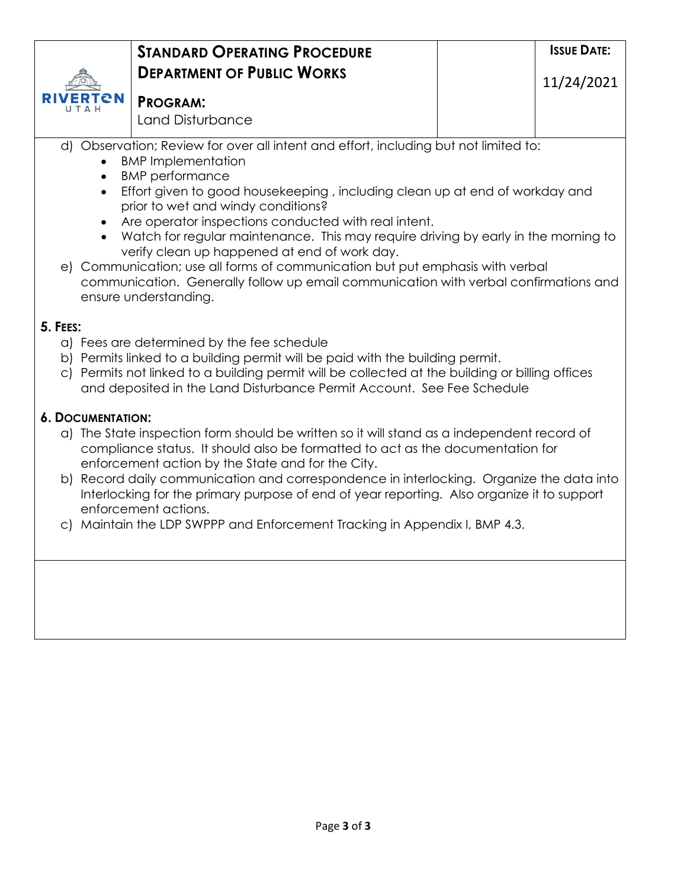| | **STANDARD OPERATING PROCEDURE**<br>**DEPARTMENT OF PUBLIC WORKS**<br><br>**PROGRAM:**<br>Land Disturbance | | **ISSUE DATE:**<br><br>11/24/2021 |
|---|---|---|---|

d) Observation; Review for over all intent and effort, including but not limited to:
   - BMP Implementation
   - BMP performance
   - Effort given to good housekeeping , including clean up at end of workday and prior to wet and windy conditions?
   - Are operator inspections conducted with real intent.
   - Watch for regular maintenance. This may require driving by early in the morning to verify clean up happened at end of work day.

e) Communication; use all forms of communication but put emphasis with verbal communication. Generally follow up email communication with verbal confirmations and ensure understanding.

**5. FEES:**

a) Fees are determined by the fee schedule
b) Permits linked to a building permit will be paid with the building permit.
c) Permits not linked to a building permit will be collected at the building or billing offices and deposited in the Land Disturbance Permit Account. See Fee Schedule

**6. DOCUMENTATION:**

a) The State inspection form should be written so it will stand as a independent record of compliance status. It should also be formatted to act as the documentation for enforcement action by the State and for the City.
b) Record daily communication and correspondence in interlocking. Organize the data into Interlocking for the primary purpose of end of year reporting. Also organize it to support enforcement actions.
c) Maintain the LDP SWPPP and Enforcement Tracking in Appendix I, BMP 4.3.